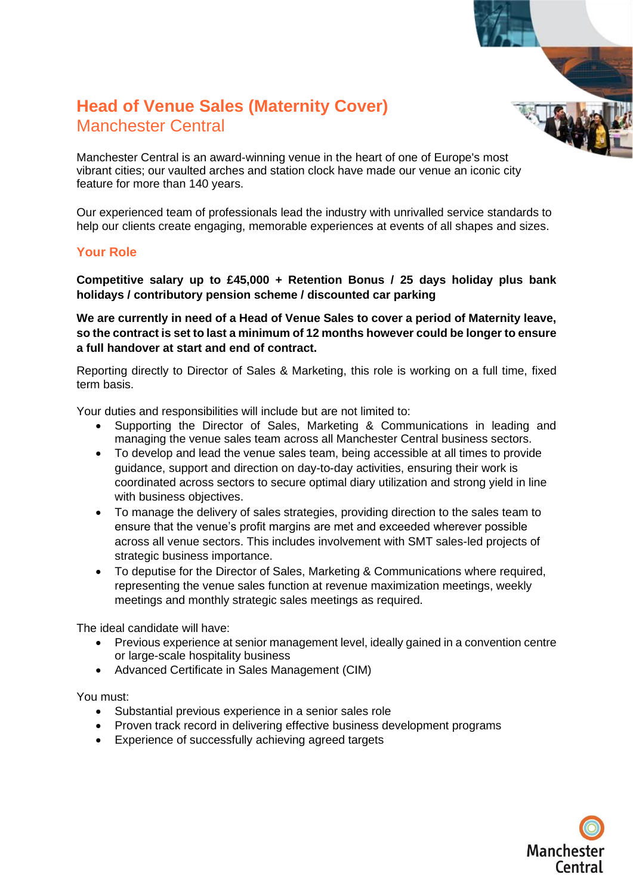# Head of Venue Sales (Maternity Cover)

## Manchester Central

Manchester Central is an award-winning venue in the heart of one of Europe's most vibrant cities; our vaulted arches and station clock have made our venue an iconic city feature for more than 140 years.

Our experienced team of professionals lead the industry with unrivalled service standards to help our clients create engaging, memorable experiences at events of all shapes and sizes.

### Your Role

**Competitive salary up to £45,000 + Retention Bonus / 25 days holiday plus bank holidays / contributory pension scheme / discounted car parking**

**We are currently in need of a Head of Venue Sales to cover a period of Maternity leave, so the contract is set to last a minimum of 12 months however could be longer to ensure a full handover at start and end of contract.**

Reporting directly to Director of Sales & Marketing, this role is working on a full time, fixed term basis.

Your duties and responsibilities will include but are not limited to:

- Supporting the Director of Sales, Marketing & Communications in leading and managing the venue sales team across all Manchester Central business sectors.
- To develop and lead the venue sales team, being accessible at all times to provide guidance, support and direction on day-to-day activities, ensuring their work is coordinated across sectors to secure optimal diary utilization and strong yield in line with business objectives.
- To manage the delivery of sales strategies, providing direction to the sales team to ensure that the venue's profit margins are met and exceeded wherever possible across all venue sectors. This includes involvement with SMT sales-led projects of strategic business importance.
- To deputise for the Director of Sales, Marketing & Communications where required, representing the venue sales function at revenue maximization meetings, weekly meetings and monthly strategic sales meetings as required.

The ideal candidate will have:

- Previous experience at senior management level, ideally gained in a convention centre or large-scale hospitality business
- Advanced Certificate in Sales Management (CIM)

You must:

- Substantial previous experience in a senior sales role
- Proven track record in delivering effective business development programs
- Experience of successfully achieving agreed targets

Manchester Central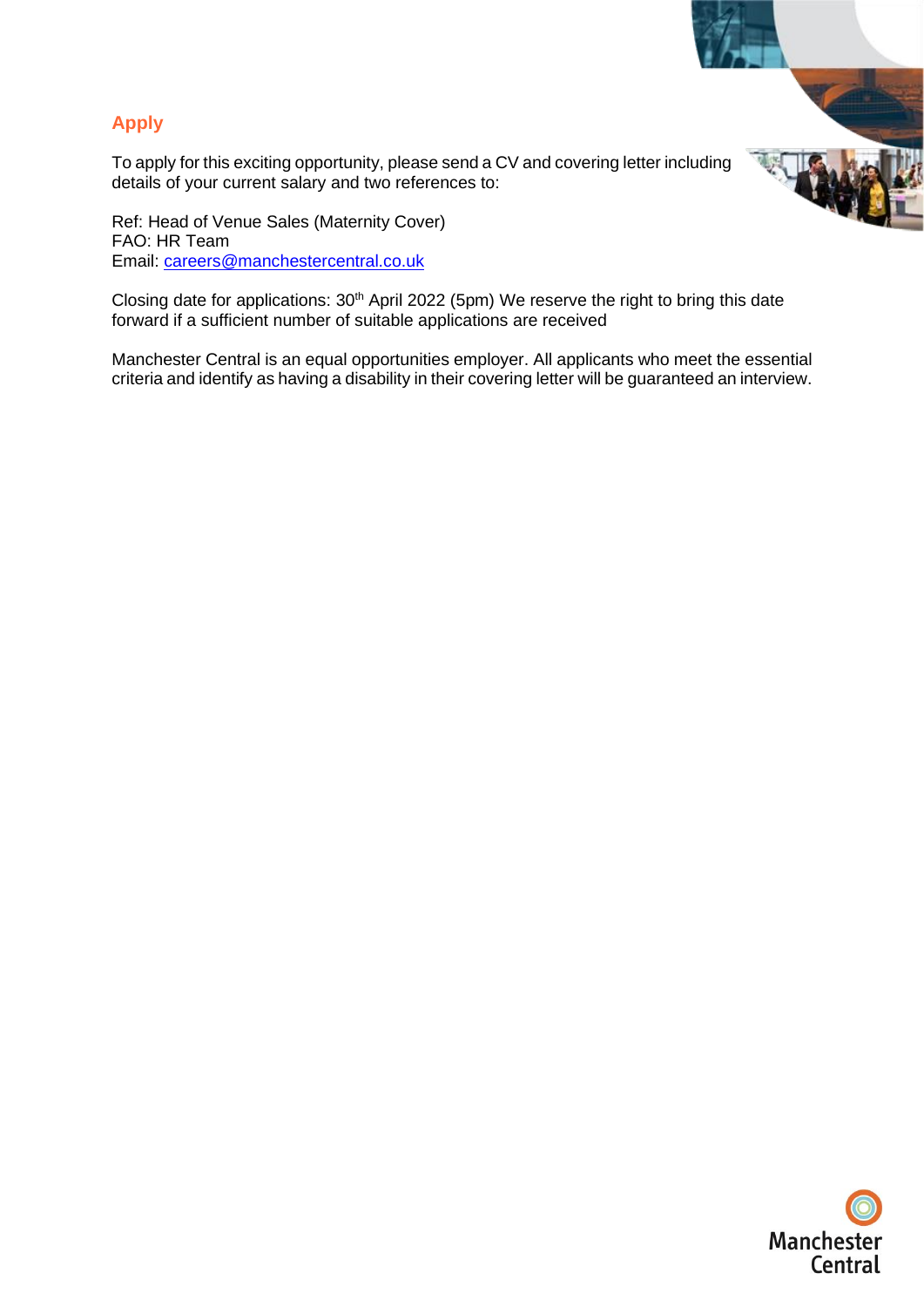## Apply

To apply for this exciting opportunity, please send a CV and covering letter including details of your current salary and two references to:

Ref: Head of Venue Sales (Maternity Cover)
FAO: HR Team
Email: careers@manchestercentral.co.uk

Closing date for applications: 30th April 2022 (5pm) We reserve the right to bring this date forward if a sufficient number of suitable applications are received

Manchester Central is an equal opportunities employer. All applicants who meet the essential criteria and identify as having a disability in their covering letter will be guaranteed an interview.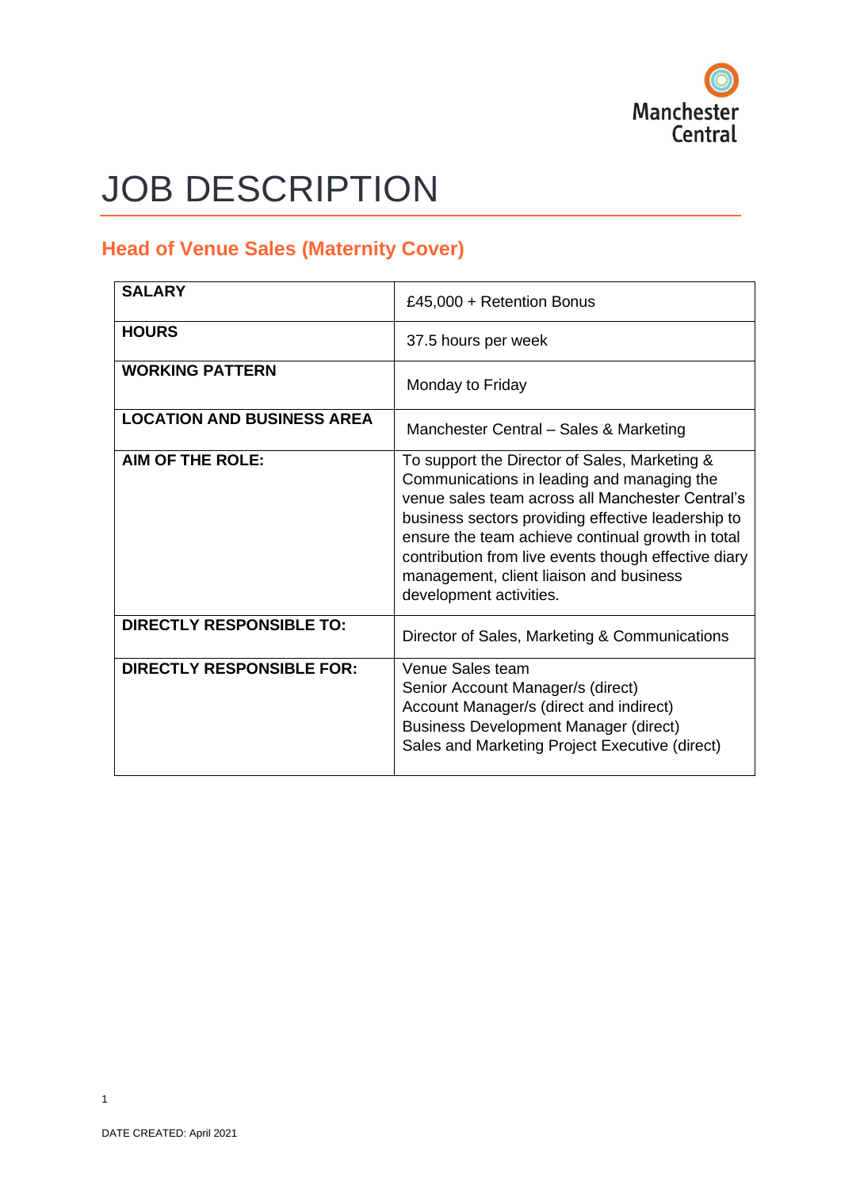Manchester Central

# JOB DESCRIPTION

## Head of Venue Sales (Maternity Cover)

| | |
|---|---|
| **SALARY** | £45,000 + Retention Bonus |
| **HOURS** | 37.5 hours per week |
| **WORKING PATTERN** | Monday to Friday |
| **LOCATION AND BUSINESS AREA** | Manchester Central – Sales & Marketing |
| **AIM OF THE ROLE:** | To support the Director of Sales, Marketing & Communications in leading and managing the venue sales team across all Manchester Central's business sectors providing effective leadership to ensure the team achieve continual growth in total contribution from live events though effective diary management, client liaison and business development activities. |
| **DIRECTLY RESPONSIBLE TO:** | Director of Sales, Marketing & Communications |
| **DIRECTLY RESPONSIBLE FOR:** | Venue Sales team<br>Senior Account Manager/s (direct)<br>Account Manager/s (direct and indirect)<br>Business Development Manager (direct)<br>Sales and Marketing Project Executive (direct) |

DATE CREATED: April 2021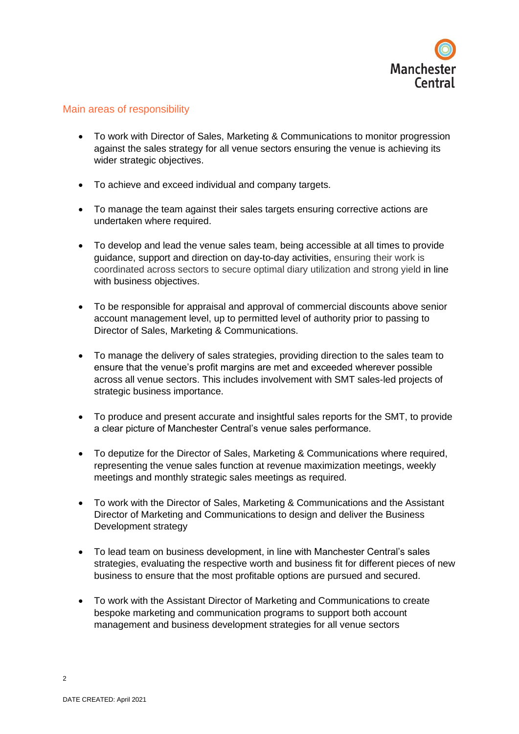## Main areas of responsibility

- To work with Director of Sales, Marketing & Communications to monitor progression against the sales strategy for all venue sectors ensuring the venue is achieving its wider strategic objectives.

- To achieve and exceed individual and company targets.

- To manage the team against their sales targets ensuring corrective actions are undertaken where required.

- To develop and lead the venue sales team, being accessible at all times to provide guidance, support and direction on day-to-day activities, ensuring their work is coordinated across sectors to secure optimal diary utilization and strong yield in line with business objectives.

- To be responsible for appraisal and approval of commercial discounts above senior account management level, up to permitted level of authority prior to passing to Director of Sales, Marketing & Communications.

- To manage the delivery of sales strategies, providing direction to the sales team to ensure that the venue's profit margins are met and exceeded wherever possible across all venue sectors. This includes involvement with SMT sales-led projects of strategic business importance.

- To produce and present accurate and insightful sales reports for the SMT, to provide a clear picture of Manchester Central's venue sales performance.

- To deputize for the Director of Sales, Marketing & Communications where required, representing the venue sales function at revenue maximization meetings, weekly meetings and monthly strategic sales meetings as required.

- To work with the Director of Sales, Marketing & Communications and the Assistant Director of Marketing and Communications to design and deliver the Business Development strategy

- To lead team on business development, in line with Manchester Central's sales strategies, evaluating the respective worth and business fit for different pieces of new business to ensure that the most profitable options are pursued and secured.

- To work with the Assistant Director of Marketing and Communications to create bespoke marketing and communication programs to support both account management and business development strategies for all venue sectors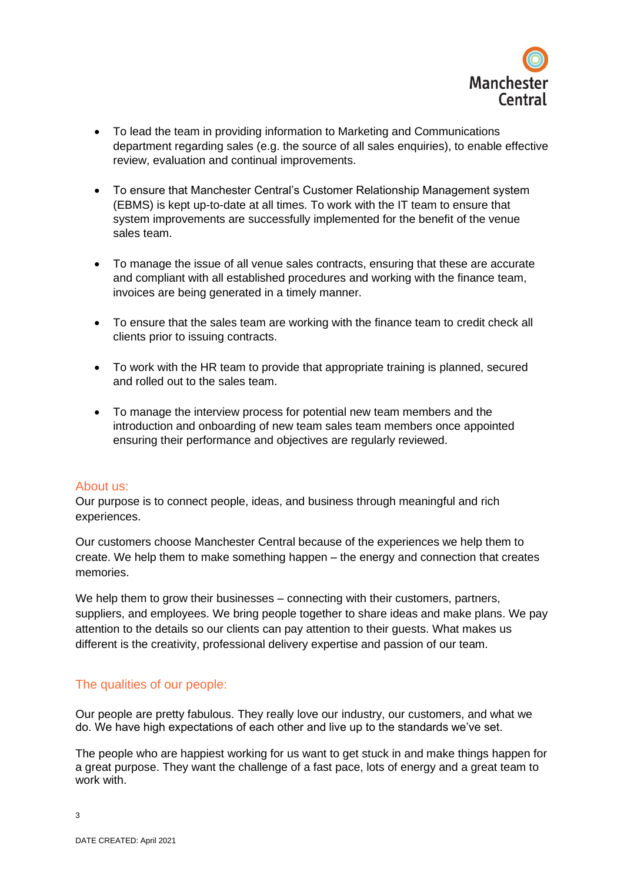- To lead the team in providing information to Marketing and Communications department regarding sales (e.g. the source of all sales enquiries), to enable effective review, evaluation and continual improvements.

- To ensure that Manchester Central's Customer Relationship Management system (EBMS) is kept up-to-date at all times. To work with the IT team to ensure that system improvements are successfully implemented for the benefit of the venue sales team.

- To manage the issue of all venue sales contracts, ensuring that these are accurate and compliant with all established procedures and working with the finance team, invoices are being generated in a timely manner.

- To ensure that the sales team are working with the finance team to credit check all clients prior to issuing contracts.

- To work with the HR team to provide that appropriate training is planned, secured and rolled out to the sales team.

- To manage the interview process for potential new team members and the introduction and onboarding of new team sales team members once appointed ensuring their performance and objectives are regularly reviewed.

## About us:

Our purpose is to connect people, ideas, and business through meaningful and rich experiences.

Our customers choose Manchester Central because of the experiences we help them to create. We help them to make something happen – the energy and connection that creates memories.

We help them to grow their businesses – connecting with their customers, partners, suppliers, and employees. We bring people together to share ideas and make plans. We pay attention to the details so our clients can pay attention to their guests. What makes us different is the creativity, professional delivery expertise and passion of our team.

## The qualities of our people:

Our people are pretty fabulous. They really love our industry, our customers, and what we do. We have high expectations of each other and live up to the standards we've set.

The people who are happiest working for us want to get stuck in and make things happen for a great purpose. They want the challenge of a fast pace, lots of energy and a great team to work with.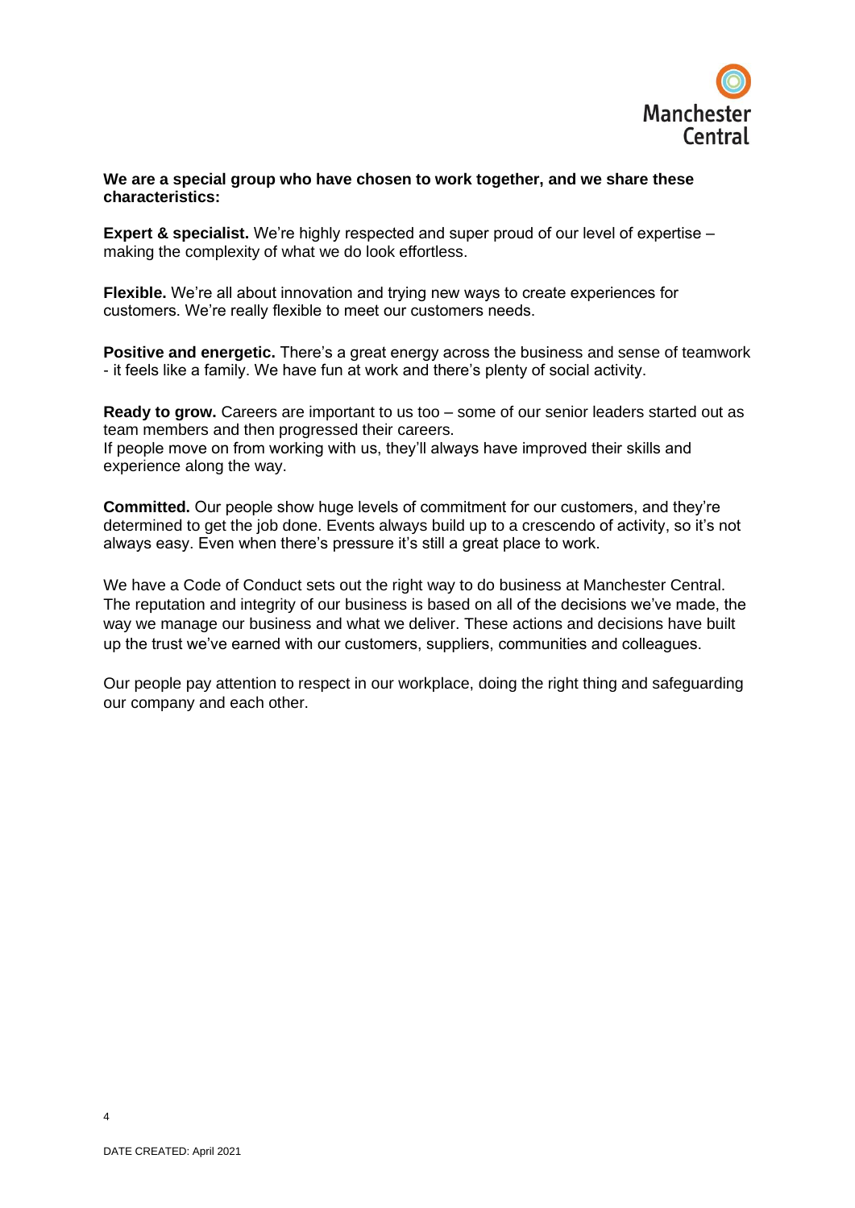**We are a special group who have chosen to work together, and we share these characteristics:**

**Expert & specialist.** We're highly respected and super proud of our level of expertise – making the complexity of what we do look effortless.

**Flexible.** We're all about innovation and trying new ways to create experiences for customers. We're really flexible to meet our customers needs.

**Positive and energetic.** There's a great energy across the business and sense of teamwork - it feels like a family. We have fun at work and there's plenty of social activity.

**Ready to grow.** Careers are important to us too – some of our senior leaders started out as team members and then progressed their careers.
If people move on from working with us, they'll always have improved their skills and experience along the way.

**Committed.** Our people show huge levels of commitment for our customers, and they're determined to get the job done. Events always build up to a crescendo of activity, so it's not always easy. Even when there's pressure it's still a great place to work.

We have a Code of Conduct sets out the right way to do business at Manchester Central. The reputation and integrity of our business is based on all of the decisions we've made, the way we manage our business and what we deliver. These actions and decisions have built up the trust we've earned with our customers, suppliers, communities and colleagues.

Our people pay attention to respect in our workplace, doing the right thing and safeguarding our company and each other.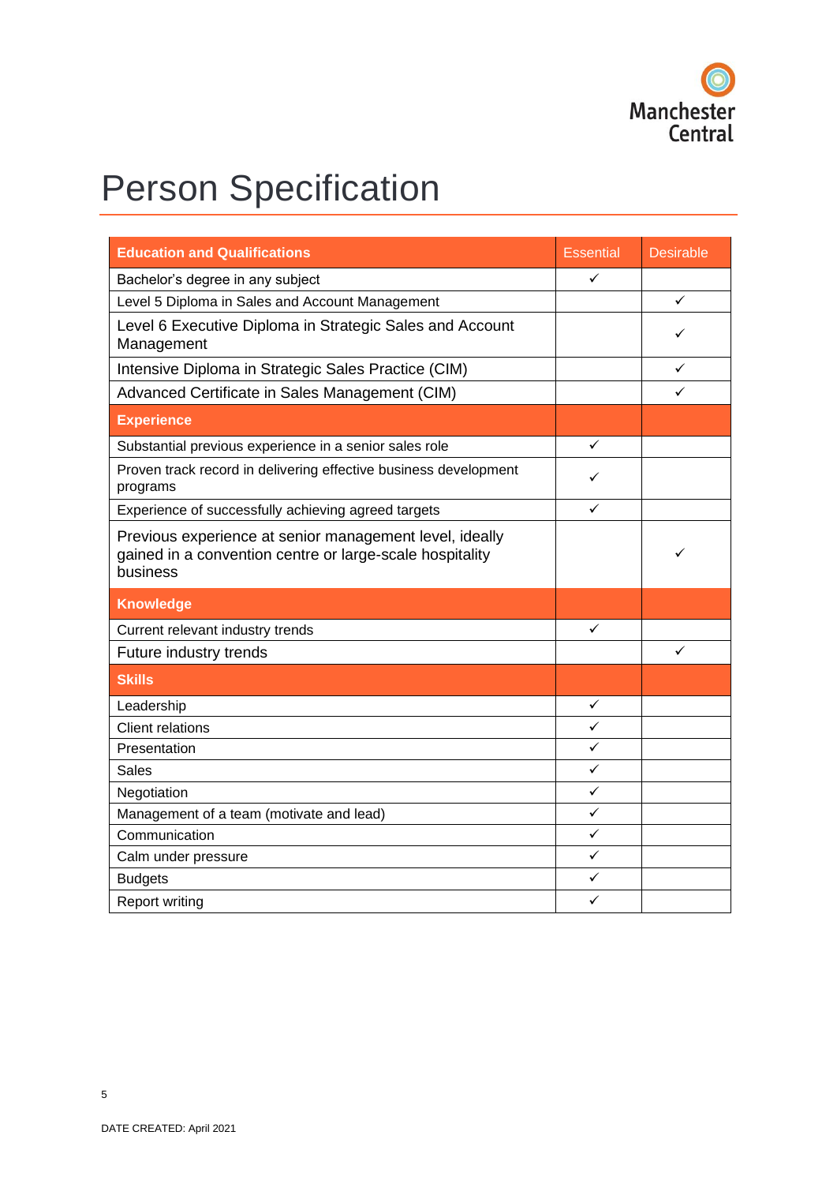Manchester Central

# Person Specification

| Education and Qualifications | Essential | Desirable |
|---|---|---|
| Bachelor's degree in any subject | ✓ | |
| Level 5 Diploma in Sales and Account Management | | ✓ |
| Level 6 Executive Diploma in Strategic Sales and Account Management | | ✓ |
| Intensive Diploma in Strategic Sales Practice (CIM) | | ✓ |
| Advanced Certificate in Sales Management (CIM) | | ✓ |
| **Experience** | | |
| Substantial previous experience in a senior sales role | ✓ | |
| Proven track record in delivering effective business development programs | ✓ | |
| Experience of successfully achieving agreed targets | ✓ | |
| Previous experience at senior management level, ideally gained in a convention centre or large-scale hospitality business | | ✓ |
| **Knowledge** | | |
| Current relevant industry trends | ✓ | |
| Future industry trends | | ✓ |
| **Skills** | | |
| Leadership | ✓ | |
| Client relations | ✓ | |
| Presentation | ✓ | |
| Sales | ✓ | |
| Negotiation | ✓ | |
| Management of a team (motivate and lead) | ✓ | |
| Communication | ✓ | |
| Calm under pressure | ✓ | |
| Budgets | ✓ | |
| Report writing | ✓ | |

DATE CREATED: April 2021